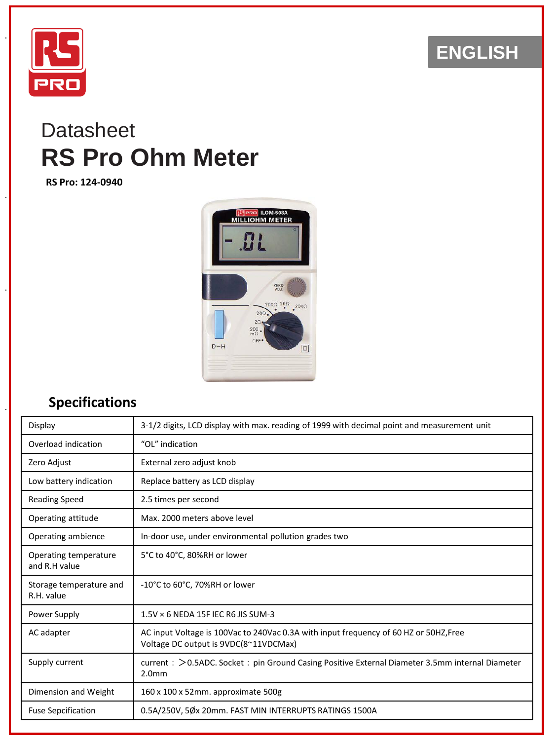ENGLISH

Datasheet

# RS Pro Ohm Meter

**RS Pro: 124-0940**

## Specifications

| Display | 3-1/2 digits, LCD display with max. reading of 1999 with decimal point and measurement unit |
|---|---|
| Overload indication | “OL” indication |
| Zero Adjust | External zero adjust knob |
| Low battery indication | Replace battery as LCD display |
| Reading Speed | 2.5 times per second |
| Operating attitude | Max. 2000 meters above level |
| Operating ambience | In-door use, under environmental pollution grades two |
| Operating temperature and R.H value | 5°C to 40°C, 80%RH or lower |
| Storage temperature and R.H. value | -10°C to 60°C, 70%RH or lower |
| Power Supply | 1.5V × 6 NEDA 15F IEC R6 JIS SUM-3 |
| AC adapter | AC input Voltage is 100Vac to 240Vac 0.3A with input frequency of 60 HZ or 50HZ,Free Voltage DC output is 9VDC(8~11VDCMax) |
| Supply current | current：＞0.5ADC. Socket：pin Ground Casing Positive External Diameter 3.5mm internal Diameter 2.0mm |
| Dimension and Weight | 160 x 100 x 52mm. approximate 500g |
| Fuse Sepcification | 0.5A/250V, 5Øx 20mm. FAST MIN INTERRUPTS RATINGS 1500A |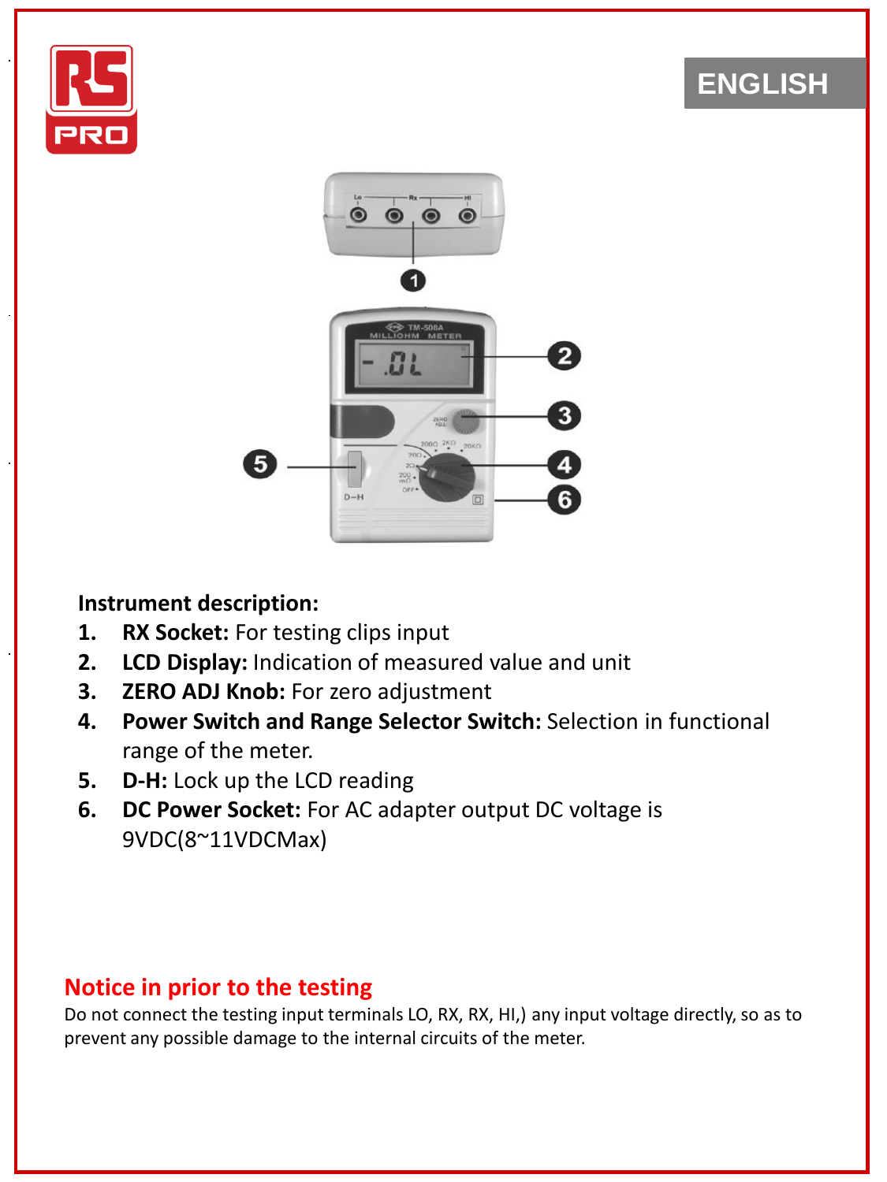ENGLISH

**Instrument description:**

1. **RX Socket:** For testing clips input
2. **LCD Display:** Indication of measured value and unit
3. **ZERO ADJ Knob:** For zero adjustment
4. **Power Switch and Range Selector Switch:** Selection in functional range of the meter.
5. **D-H:** Lock up the LCD reading
6. **DC Power Socket:** For AC adapter output DC voltage is 9VDC(8~11VDCMax)

## Notice in prior to the testing

Do not connect the testing input terminals LO, RX, RX, HI,) any input voltage directly, so as to prevent any possible damage to the internal circuits of the meter.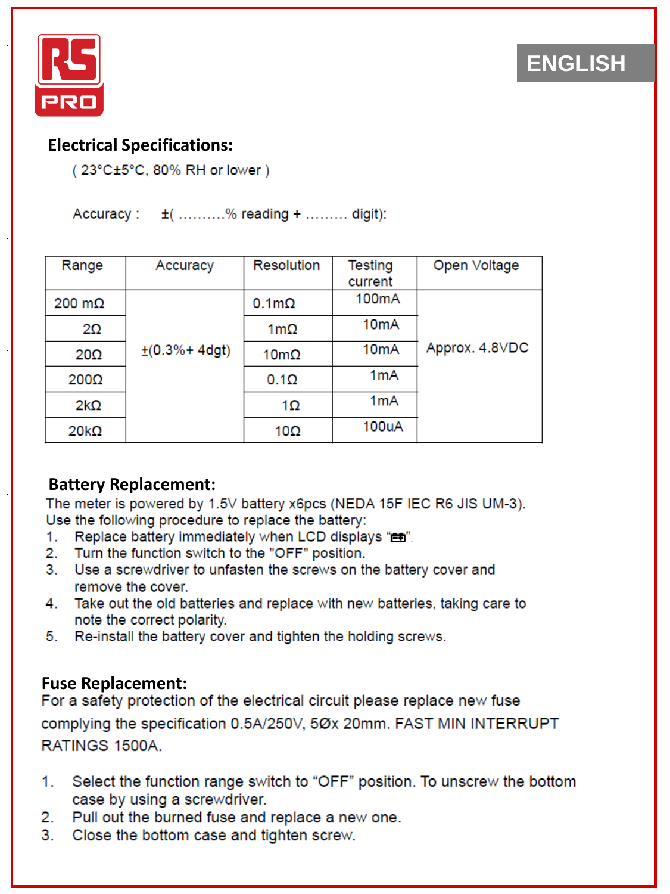ENGLISH

## Electrical Specifications:

( 23°C±5°C, 80% RH or lower )

Accuracy : ±( ……….% reading + ……… digit):

| Range | Accuracy | Resolution | Testing current | Open Voltage |
|---|---|---|---|---|
| 200 mΩ | ±(0.3%+ 4dgt) | 0.1mΩ | 100mA | Approx. 4.8VDC |
| 2Ω | | 1mΩ | 10mA | |
| 20Ω | | 10mΩ | 10mA | |
| 200Ω | | 0.1Ω | 1mA | |
| 2kΩ | | 1Ω | 1mA | |
| 20kΩ | | 10Ω | 100uA | |

## Battery Replacement:

The meter is powered by 1.5V battery x6pcs (NEDA 15F IEC R6 JIS UM-3).
Use the following procedure to replace the battery:

1. Replace battery immediately when LCD displays "".
2. Turn the function switch to the "OFF" position.
3. Use a screwdriver to unfasten the screws on the battery cover and remove the cover.
4. Take out the old batteries and replace with new batteries, taking care to note the correct polarity.
5. Re-install the battery cover and tighten the holding screws.

## Fuse Replacement:

For a safety protection of the electrical circuit please replace new fuse complying the specification 0.5A/250V, 5Øx 20mm. FAST MIN INTERRUPT RATINGS 1500A.

1. Select the function range switch to "OFF" position. To unscrew the bottom case by using a screwdriver.
2. Pull out the burned fuse and replace a new one.
3. Close the bottom case and tighten screw.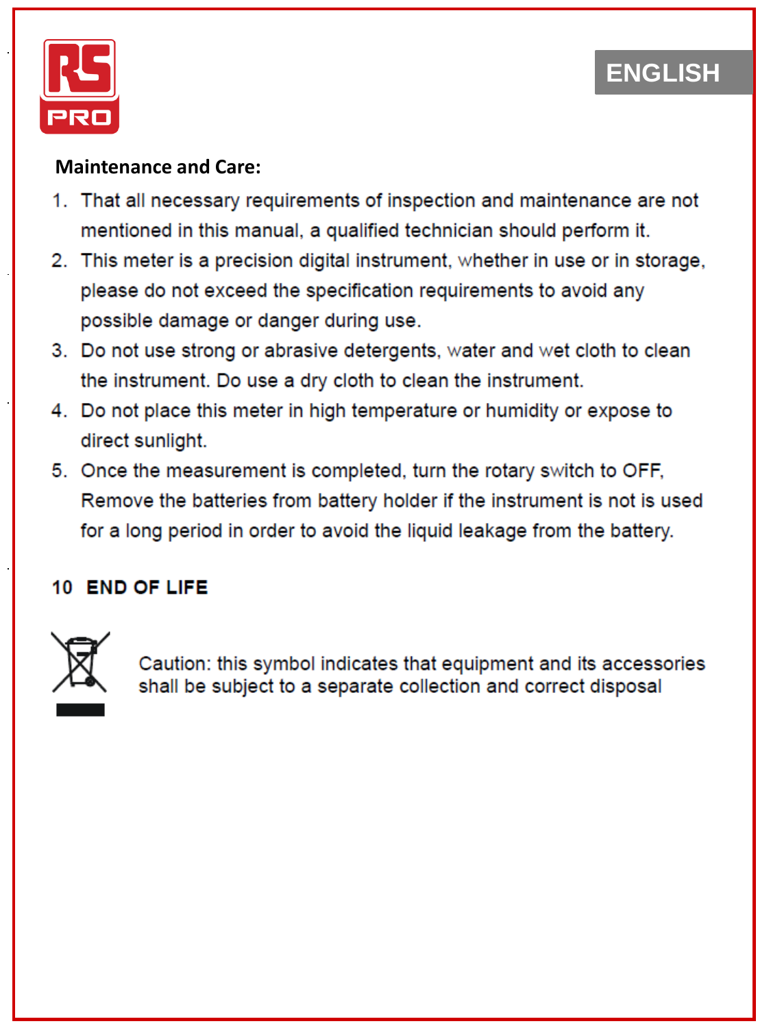ENGLISH

**Maintenance and Care:**

1. That all necessary requirements of inspection and maintenance are not mentioned in this manual, a qualified technician should perform it.
2. This meter is a precision digital instrument, whether in use or in storage, please do not exceed the specification requirements to avoid any possible damage or danger during use.
3. Do not use strong or abrasive detergents, water and wet cloth to clean the instrument. Do use a dry cloth to clean the instrument.
4. Do not place this meter in high temperature or humidity or expose to direct sunlight.
5. Once the measurement is completed, turn the rotary switch to OFF, Remove the batteries from battery holder if the instrument is not is used for a long period in order to avoid the liquid leakage from the battery.

## 10 END OF LIFE

Caution: this symbol indicates that equipment and its accessories shall be subject to a separate collection and correct disposal